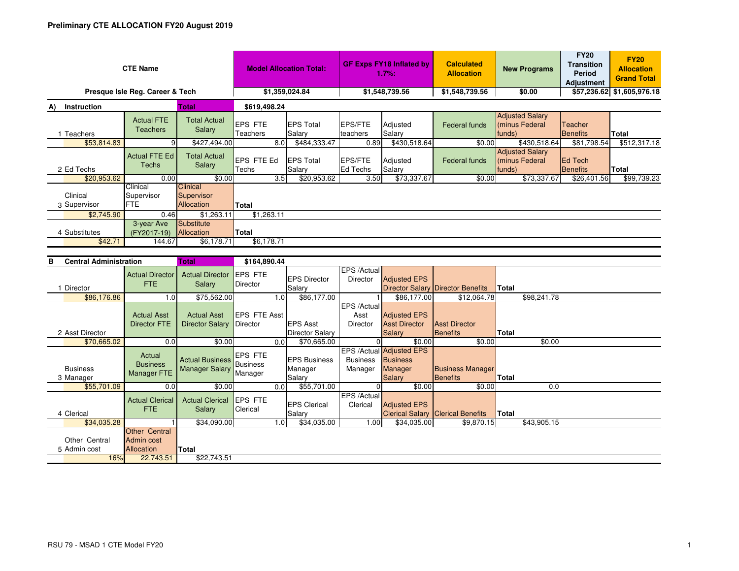**Preliminary CTE ALLOCATION FY20 August 2019**

| CTE Name | Model Allocation Total: | GF Exps FY18 Inflated by 1.7%: | Calculated Allocation | New Programs | FY20 Transition Period Adjustment | FY20 Allocation Grand Total |
|---|---|---|---|---|---|---|
| Presque Isle Reg. Career & Tech | $1,359,024.84 | $1,548,739.56 | $1,548,739.56 | $0.00 | $57,236.62 | $1,605,976.18 |

**A) Instruction** — Total: $619,498.24

| 1 Teachers | Actual FTE Teachers | Total Actual Salary | EPS FTE Teachers | EPS Total Salary | EPS/FTE teachers | Adjusted Salary | Federal funds | Adjusted Salary (minus Federal funds) | Teacher Benefits | Total |
|---|---|---|---|---|---|---|---|---|---|---|
| $53,814.83 | 9 | $427,494.00 | 8.0 | $484,333.47 | 0.89 | $430,518.64 | $0.00 | $430,518.64 | $81,798.54 | $512,317.18 |

| 2 Ed Techs | Actual FTE Ed Techs | Total Actual Salary | EPS FTE Ed Techs | EPS Total Salary | EPS/FTE Ed Techs | Adjusted Salary | Federal funds | Adjusted Salary (minus Federal funds) | Ed Tech Benefits | Total |
|---|---|---|---|---|---|---|---|---|---|---|
| $20,953.62 | 0.00 | $0.00 | 3.5 | $20,953.62 | 3.50 | $73,337.67 | $0.00 | $73,337.67 | $26,401.56 | $99,739.23 |

| 3 Clinical Supervisor | Clinical Supervisor FTE | Clinical Supervisor Allocation | Total |
|---|---|---|---|
| $2,745.90 | 0.46 | $1,263.11 | $1,263.11 |

| 4 Substitutes | 3-year Ave (FY2017-19) | Substitute Allocation | Total |
|---|---|---|---|
| $42.71 | 144.67 | $6,178.71 | $6,178.71 |

**B Central Administration** — Total: $164,890.44

| 1 Director | Actual Director FTE | Actual Director Salary | EPS FTE Director | EPS Director Salary | EPS /Actual Director | Adjusted EPS Director Salary | Director Benefits | Total |
|---|---|---|---|---|---|---|---|---|
| $86,176.86 | 1.0 | $75,562.00 | 1.0 | $86,177.00 | 1 | $86,177.00 | $12,064.78 | $98,241.78 |

| 2 Asst Director | Actual Asst Director FTE | Actual Asst Director Salary | EPS FTE Asst Director | EPS Asst Director Salary | EPS /Actual Asst Director | Adjusted EPS Asst Director Salary | Asst Director Benefits | Total |
|---|---|---|---|---|---|---|---|---|
| $70,665.02 | 0.0 | $0.00 | 0.0 | $70,665.00 | 0 | $0.00 | $0.00 | $0.00 |

| 3 Business Manager | Actual Business Manager FTE | Actual Business Manager Salary | EPS FTE Business Manager | EPS Business Manager Salary | EPS /Actual Business Manager | Adjusted EPS Business Manager Salary | Business Manager Benefits | Total |
|---|---|---|---|---|---|---|---|---|
| $55,701.09 | 0.0 | $0.00 | 0.0 | $55,701.00 | 0 | $0.00 | $0.00 | 0.0 |

| 4 Clerical | Actual Clerical FTE | Actual Clerical Salary | EPS FTE Clerical | EPS Clerical Salary | EPS /Actual Clerical | Adjusted EPS Clerical Salary | Clerical Benefits | Total |
|---|---|---|---|---|---|---|---|---|
| $34,035.28 | 1 | $34,090.00 | 1.0 | $34,035.00 | 1.00 | $34,035.00 | $9,870.15 | $43,905.15 |

| 5 Other Central Admin cost | Other Central Admin cost Allocation | Total |
|---|---|---|
| 16% | 22,743.51 | $22,743.51 |

RSU 79 - MSAD 1 CTE Model FY20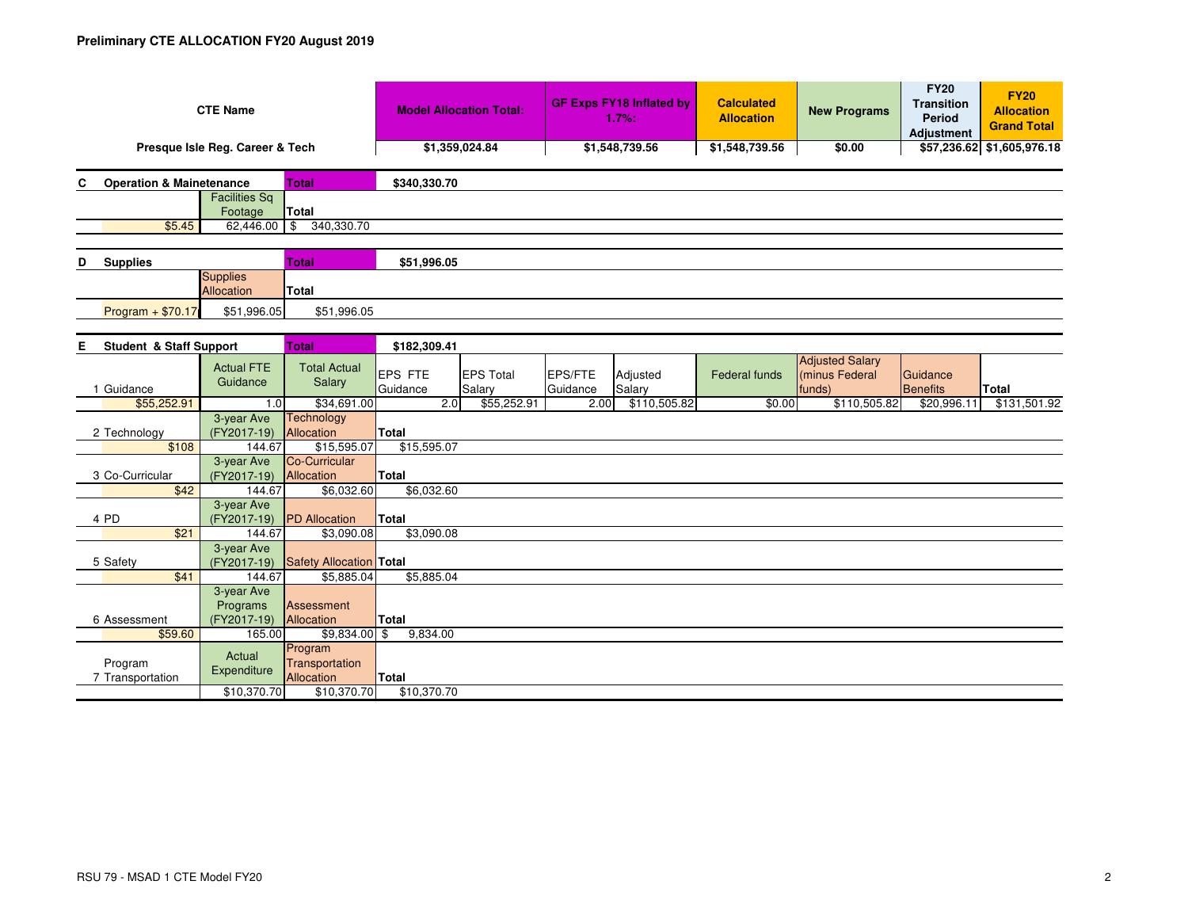**Preliminary CTE ALLOCATION FY20 August 2019**

| CTE Name | Model Allocation Total: | GF Exps FY18 Inflated by 1.7%: | Calculated Allocation | New Programs | FY20 Transition Period Adjustment | FY20 Allocation Grand Total |
|---|---|---|---|---|---|---|
| Presque Isle Reg. Career & Tech | $1,359,024.84 | $1,548,739.56 | $1,548,739.56 | $0.00 | $57,236.62 | $1,605,976.18 |

**C Operation & Mainetenance** — Total: $340,330.70

| | Facilities Sq Footage | Total |
|---|---|---|
| $5.45 | 62,446.00 | $ 340,330.70 |

**D Supplies** — Total: $51,996.05

| | Supplies Allocation | Total |
|---|---|---|
| Program + $70.17 | $51,996.05 | $51,996.05 |

**E Student & Staff Support** — Total: $182,309.41

| 1 Guidance | Actual FTE Guidance | Total Actual Salary | EPS FTE Guidance | EPS Total Salary | EPS/FTE Guidance | Adjusted Salary | Federal funds | Adjusted Salary (minus Federal funds) | Guidance Benefits | Total |
|---|---|---|---|---|---|---|---|---|---|---|
| $55,252.91 | 1.0 | $34,691.00 | 2.0 | $55,252.91 | 2.00 | $110,505.82 | $0.00 | $110,505.82 | $20,996.11 | $131,501.92 |

| 2 Technology | 3-year Ave (FY2017-19) | Technology Allocation | Total |
|---|---|---|---|
| $108 | 144.67 | $15,595.07 | $15,595.07 |

| 3 Co-Curricular | 3-year Ave (FY2017-19) | Co-Curricular Allocation | Total |
|---|---|---|---|
| $42 | 144.67 | $6,032.60 | $6,032.60 |

| 4 PD | 3-year Ave (FY2017-19) | PD Allocation | Total |
|---|---|---|---|
| $21 | 144.67 | $3,090.08 | $3,090.08 |

| 5 Safety | 3-year Ave (FY2017-19) | Safety Allocation | Total |
|---|---|---|---|
| $41 | 144.67 | $5,885.04 | $5,885.04 |

| 6 Assessment | 3-year Ave Programs (FY2017-19) | Assessment Allocation | Total |
|---|---|---|---|
| $59.60 | 165.00 | $9,834.00 | $ 9,834.00 |

| 7 Program Transportation | Actual Expenditure | Program Transportation Allocation | Total |
|---|---|---|---|
| | $10,370.70 | $10,370.70 | $10,370.70 |

RSU 79 - MSAD 1 CTE Model FY20